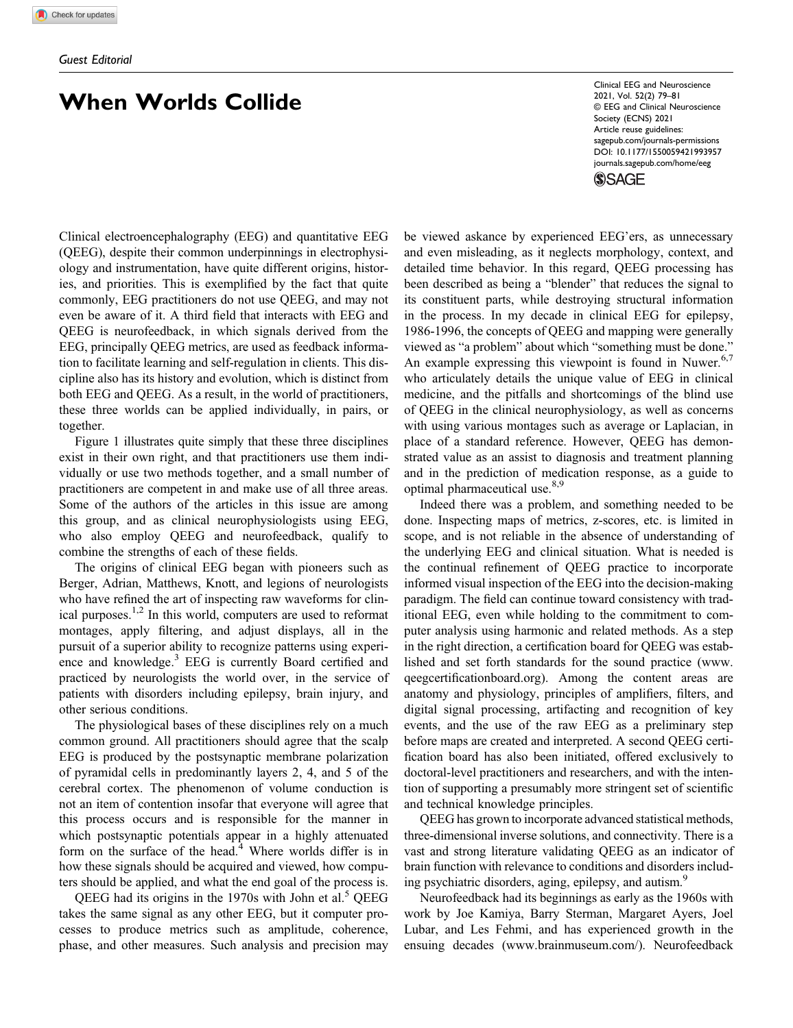*Guest Editorial*

# When Worlds Collide

Clinical electroencephalography (EEG) and quantitative EEG (QEEG), despite their common underpinnings in electrophysiology and instrumentation, have quite different origins, histories, and priorities. This is exemplified by the fact that quite commonly, EEG practitioners do not use QEEG, and may not even be aware of it. A third field that interacts with EEG and QEEG is neurofeedback, in which signals derived from the EEG, principally QEEG metrics, are used as feedback information to facilitate learning and self-regulation in clients. This discipline also has its history and evolution, which is distinct from both EEG and QEEG. As a result, in the world of practitioners, these three worlds can be applied individually, in pairs, or together.

Figure 1 illustrates quite simply that these three disciplines exist in their own right, and that practitioners use them individually or use two methods together, and a small number of practitioners are competent in and make use of all three areas. Some of the authors of the articles in this issue are among this group, and as clinical neurophysiologists using EEG, who also employ QEEG and neurofeedback, qualify to combine the strengths of each of these fields.

The origins of clinical EEG began with pioneers such as Berger, Adrian, Matthews, Knott, and legions of neurologists who have refined the art of inspecting raw waveforms for clinical purposes.[1,2] In this world, computers are used to reformat montages, apply filtering, and adjust displays, all in the pursuit of a superior ability to recognize patterns using experience and knowledge.[3] EEG is currently Board certified and practiced by neurologists the world over, in the service of patients with disorders including epilepsy, brain injury, and other serious conditions.

The physiological bases of these disciplines rely on a much common ground. All practitioners should agree that the scalp EEG is produced by the postsynaptic membrane polarization of pyramidal cells in predominantly layers 2, 4, and 5 of the cerebral cortex. The phenomenon of volume conduction is not an item of contention insofar that everyone will agree that this process occurs and is responsible for the manner in which postsynaptic potentials appear in a highly attenuated form on the surface of the head.[4] Where worlds differ is in how these signals should be acquired and viewed, how computers should be applied, and what the end goal of the process is.

QEEG had its origins in the 1970s with John et al.[5] QEEG takes the same signal as any other EEG, but it computer processes to produce metrics such as amplitude, coherence, phase, and other measures. Such analysis and precision may be viewed askance by experienced EEG'ers, as unnecessary and even misleading, as it neglects morphology, context, and detailed time behavior. In this regard, QEEG processing has been described as being a "blender" that reduces the signal to its constituent parts, while destroying structural information in the process. In my decade in clinical EEG for epilepsy, 1986-1996, the concepts of QEEG and mapping were generally viewed as "a problem" about which "something must be done." An example expressing this viewpoint is found in Nuwer.[6,7] who articulately details the unique value of EEG in clinical medicine, and the pitfalls and shortcomings of the blind use of QEEG in the clinical neurophysiology, as well as concerns with using various montages such as average or Laplacian, in place of a standard reference. However, QEEG has demonstrated value as an assist to diagnosis and treatment planning and in the prediction of medication response, as a guide to optimal pharmaceutical use.[8,9]

Indeed there was a problem, and something needed to be done. Inspecting maps of metrics, z-scores, etc. is limited in scope, and is not reliable in the absence of understanding of the underlying EEG and clinical situation. What is needed is the continual refinement of QEEG practice to incorporate informed visual inspection of the EEG into the decision-making paradigm. The field can continue toward consistency with traditional EEG, even while holding to the commitment to computer analysis using harmonic and related methods. As a step in the right direction, a certification board for QEEG was established and set forth standards for the sound practice (www.qeegcertificationboard.org). Among the content areas are anatomy and physiology, principles of amplifiers, filters, and digital signal processing, artifacting and recognition of key events, and the use of the raw EEG as a preliminary step before maps are created and interpreted. A second QEEG certification board has also been initiated, offered exclusively to doctoral-level practitioners and researchers, and with the intention of supporting a presumably more stringent set of scientific and technical knowledge principles.

QEEG has grown to incorporate advanced statistical methods, three-dimensional inverse solutions, and connectivity. There is a vast and strong literature validating QEEG as an indicator of brain function with relevance to conditions and disorders including psychiatric disorders, aging, epilepsy, and autism.[9]

Neurofeedback had its beginnings as early as the 1960s with work by Joe Kamiya, Barry Sterman, Margaret Ayers, Joel Lubar, and Les Fehmi, and has experienced growth in the ensuing decades (www.brainmuseum.com/). Neurofeedback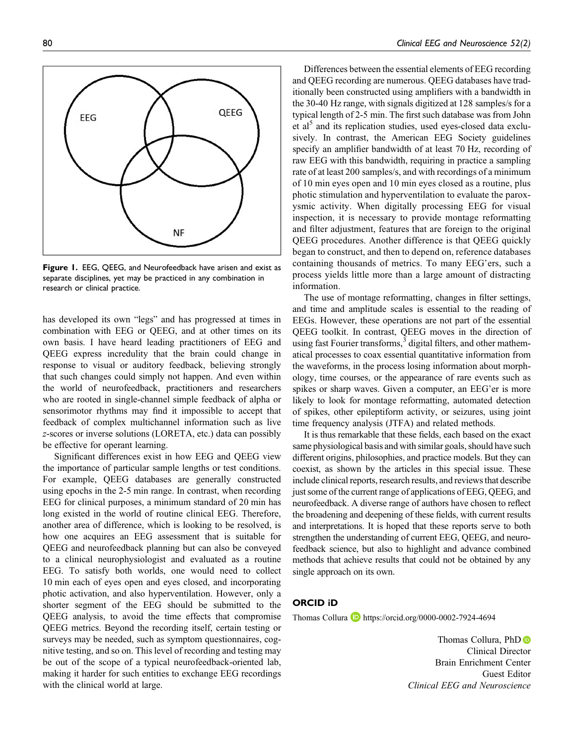EEG

QEEG

NF

**Figure 1.** EEG, QEEG, and Neurofeedback have arisen and exist as separate disciplines, yet may be practiced in any combination in research or clinical practice.

has developed its own "legs" and has progressed at times in combination with EEG or QEEG, and at other times on its own basis. I have heard leading practitioners of EEG and QEEG express incredulity that the brain could change in response to visual or auditory feedback, believing strongly that such changes could simply not happen. And even within the world of neurofeedback, practitioners and researchers who are rooted in single-channel simple feedback of alpha or sensorimotor rhythms may find it impossible to accept that feedback of complex multichannel information such as live *z*-scores or inverse solutions (LORETA, etc.) data can possibly be effective for operant learning.

Significant differences exist in how EEG and QEEG view the importance of particular sample lengths or test conditions. For example, QEEG databases are generally constructed using epochs in the 2-5 min range. In contrast, when recording EEG for clinical purposes, a minimum standard of 20 min has long existed in the world of routine clinical EEG. Therefore, another area of difference, which is looking to be resolved, is how one acquires an EEG assessment that is suitable for QEEG and neurofeedback planning but can also be conveyed to a clinical neurophysiologist and evaluated as a routine EEG. To satisfy both worlds, one would need to collect 10 min each of eyes open and eyes closed, and incorporating photic activation, and also hyperventilation. However, only a shorter segment of the EEG should be submitted to the QEEG analysis, to avoid the time effects that compromise QEEG metrics. Beyond the recording itself, certain testing or surveys may be needed, such as symptom questionnaires, cognitive testing, and so on. This level of recording and testing may be out of the scope of a typical neurofeedback-oriented lab, making it harder for such entities to exchange EEG recordings with the clinical world at large.

Differences between the essential elements of EEG recording and QEEG recording are numerous. QEEG databases have traditionally been constructed using amplifiers with a bandwidth in the 30-40 Hz range, with signals digitized at 128 samples/s for a typical length of 2-5 min. The first such database was from John et al[5] and its replication studies, used eyes-closed data exclusively. In contrast, the American EEG Society guidelines specify an amplifier bandwidth of at least 70 Hz, recording of raw EEG with this bandwidth, requiring in practice a sampling rate of at least 200 samples/s, and with recordings of a minimum of 10 min eyes open and 10 min eyes closed as a routine, plus photic stimulation and hyperventilation to evaluate the paroxysmic activity. When digitally processing EEG for visual inspection, it is necessary to provide montage reformatting and filter adjustment, features that are foreign to the original QEEG procedures. Another difference is that QEEG quickly began to construct, and then to depend on, reference databases containing thousands of metrics. To many EEG'ers, such a process yields little more than a large amount of distracting information.

The use of montage reformatting, changes in filter settings, and time and amplitude scales is essential to the reading of EEGs. However, these operations are not part of the essential QEEG toolkit. In contrast, QEEG moves in the direction of using fast Fourier transforms,[3] digital filters, and other mathematical processes to coax essential quantitative information from the waveforms, in the process losing information about morphology, time courses, or the appearance of rare events such as spikes or sharp waves. Given a computer, an EEG'er is more likely to look for montage reformatting, automated detection of spikes, other epileptiform activity, or seizures, using joint time frequency analysis (JTFA) and related methods.

It is thus remarkable that these fields, each based on the exact same physiological basis and with similar goals, should have such different origins, philosophies, and practice models. But they can coexist, as shown by the articles in this special issue. These include clinical reports, research results, and reviews that describe just some of the current range of applications of EEG, QEEG, and neurofeedback. A diverse range of authors have chosen to reflect the broadening and deepening of these fields, with current results and interpretations. It is hoped that these reports serve to both strengthen the understanding of current EEG, QEEG, and neurofeedback science, but also to highlight and advance combined methods that achieve results that could not be obtained by any single approach on its own.

## ORCID iD

Thomas Collura https://orcid.org/0000-0002-7924-4694

Thomas Collura, PhD
Clinical Director
Brain Enrichment Center
Guest Editor
*Clinical EEG and Neuroscience*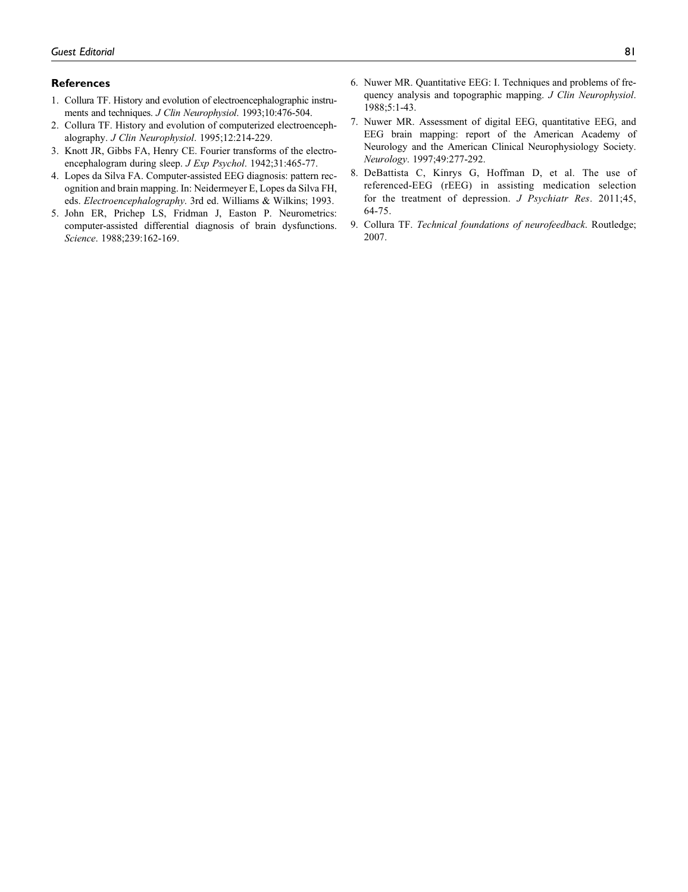## References

1. Collura TF. History and evolution of electroencephalographic instruments and techniques. *J Clin Neurophysiol*. 1993;10:476-504.
2. Collura TF. History and evolution of computerized electroencephalography. *J Clin Neurophysiol*. 1995;12:214-229.
3. Knott JR, Gibbs FA, Henry CE. Fourier transforms of the electroencephalogram during sleep. *J Exp Psychol*. 1942;31:465-77.
4. Lopes da Silva FA. Computer-assisted EEG diagnosis: pattern recognition and brain mapping. In: Neidermeyer E, Lopes da Silva FH, eds. *Electroencephalography*. 3rd ed. Williams & Wilkins; 1993.
5. John ER, Prichep LS, Fridman J, Easton P. Neurometrics: computer-assisted differential diagnosis of brain dysfunctions. *Science*. 1988;239:162-169.
6. Nuwer MR. Quantitative EEG: I. Techniques and problems of frequency analysis and topographic mapping. *J Clin Neurophysiol*. 1988;5:1-43.
7. Nuwer MR. Assessment of digital EEG, quantitative EEG, and EEG brain mapping: report of the American Academy of Neurology and the American Clinical Neurophysiology Society. *Neurology*. 1997;49:277-292.
8. DeBattista C, Kinrys G, Hoffman D, et al. The use of referenced-EEG (rEEG) in assisting medication selection for the treatment of depression. *J Psychiatr Res*. 2011;45, 64-75.
9. Collura TF. *Technical foundations of neurofeedback*. Routledge; 2007.